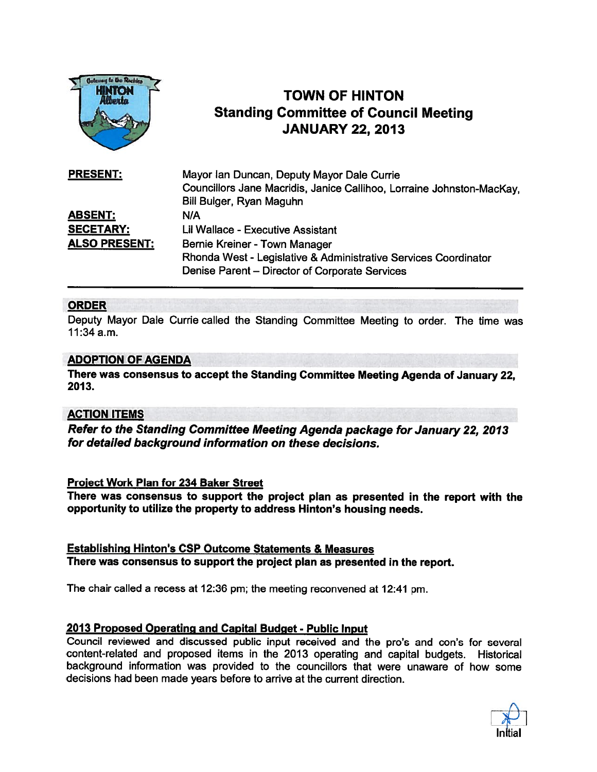# TOWN OF HINTON
## Standing Committee of Council Meeting
## JANUARY 22, 2013

| | |
|---|---|
| **PRESENT:** | Mayor Ian Duncan, Deputy Mayor Dale Currie<br>Councillors Jane Macridis, Janice Callihoo, Lorraine Johnston-MacKay, Bill Bulger, Ryan Maguhn |
| **ABSENT:** | N/A |
| **SECETARY:** | Lil Wallace - Executive Assistant |
| **ALSO PRESENT:** | Bernie Kreiner - Town Manager<br>Rhonda West - Legislative & Administrative Services Coordinator<br>Denise Parent – Director of Corporate Services |

## ORDER

Deputy Mayor Dale Currie called the Standing Committee Meeting to order. The time was 11:34 a.m.

## ADOPTION OF AGENDA

**There was consensus to accept the Standing Committee Meeting Agenda of January 22, 2013.**

## ACTION ITEMS

***Refer to the Standing Committee Meeting Agenda package for January 22, 2013 for detailed background information on these decisions.***

### Project Work Plan for 234 Baker Street

**There was consensus to support the project plan as presented in the report with the opportunity to utilize the property to address Hinton's housing needs.**

### Establishing Hinton's CSP Outcome Statements & Measures

**There was consensus to support the project plan as presented in the report.**

The chair called a recess at 12:36 pm; the meeting reconvened at 12:41 pm.

### 2013 Proposed Operating and Capital Budget - Public Input

Council reviewed and discussed public input received and the pro's and con's for several content-related and proposed items in the 2013 operating and capital budgets. Historical background information was provided to the councillors that were unaware of how some decisions had been made years before to arrive at the current direction.

Initial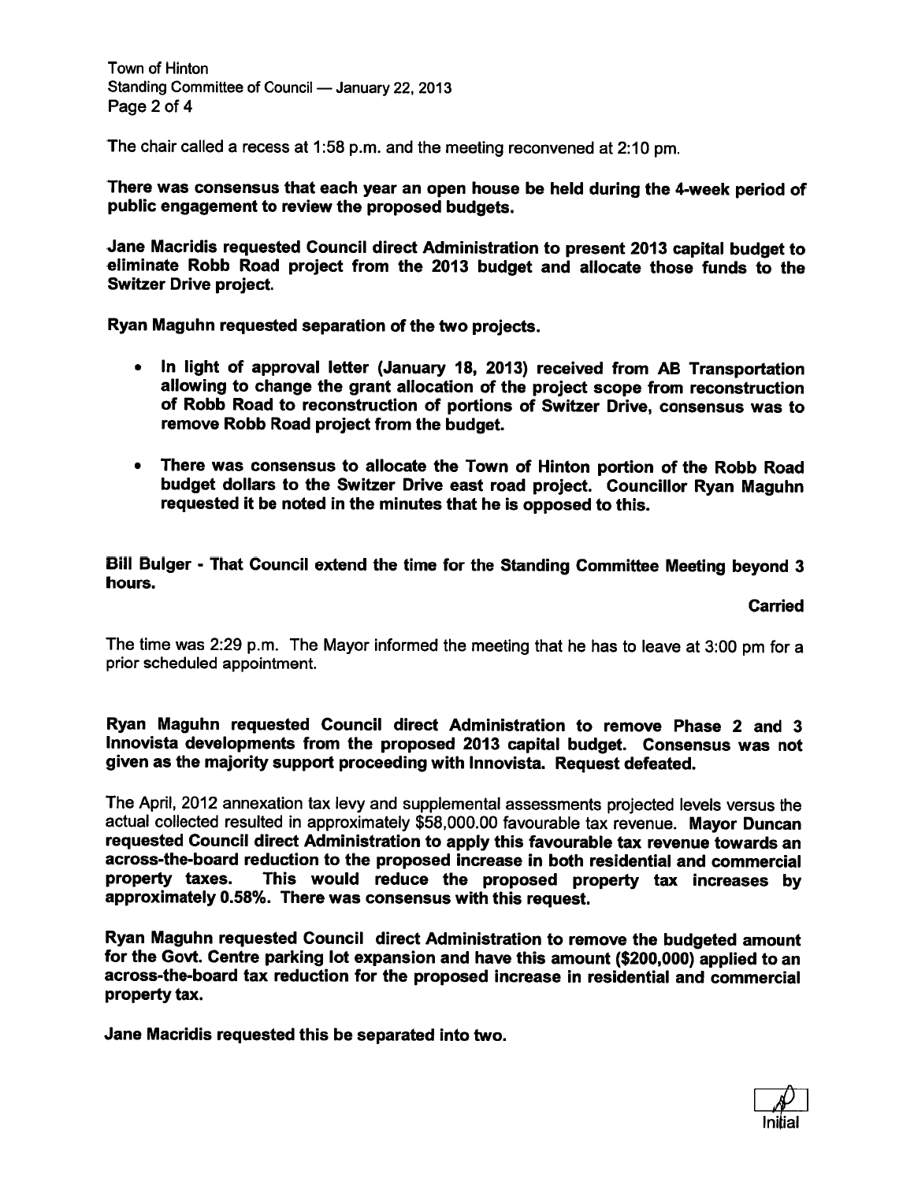The chair called a recess at 1:58 p.m. and the meeting reconvened at 2:10 pm.

**There was consensus that each year an open house be held during the 4-week period of public engagement to review the proposed budgets.**

**Jane Macridis requested Council direct Administration to present 2013 capital budget to eliminate Robb Road project from the 2013 budget and allocate those funds to the Switzer Drive project.**

**Ryan Maguhn requested separation of the two projects.**

- **In light of approval letter (January 18, 2013) received from AB Transportation allowing to change the grant allocation of the project scope from reconstruction of Robb Road to reconstruction of portions of Switzer Drive, consensus was to remove Robb Road project from the budget.**
- **There was consensus to allocate the Town of Hinton portion of the Robb Road budget dollars to the Switzer Drive east road project. Councillor Ryan Maguhn requested it be noted in the minutes that he is opposed to this.**

**Bill Bulger - That Council extend the time for the Standing Committee Meeting beyond 3 hours.**

**Carried**

The time was 2:29 p.m. The Mayor informed the meeting that he has to leave at 3:00 pm for a prior scheduled appointment.

**Ryan Maguhn requested Council direct Administration to remove Phase 2 and 3 Innovista developments from the proposed 2013 capital budget. Consensus was not given as the majority support proceeding with Innovista. Request defeated.**

The April, 2012 annexation tax levy and supplemental assessments projected levels versus the actual collected resulted in approximately $58,000.00 favourable tax revenue. **Mayor Duncan requested Council direct Administration to apply this favourable tax revenue towards an across-the-board reduction to the proposed increase in both residential and commercial property taxes. This would reduce the proposed property tax increases by approximately 0.58%. There was consensus with this request.**

**Ryan Maguhn requested Council direct Administration to remove the budgeted amount for the Govt. Centre parking lot expansion and have this amount ($200,000) applied to an across-the-board tax reduction for the proposed increase in residential and commercial property tax.**

**Jane Macridis requested this be separated into two.**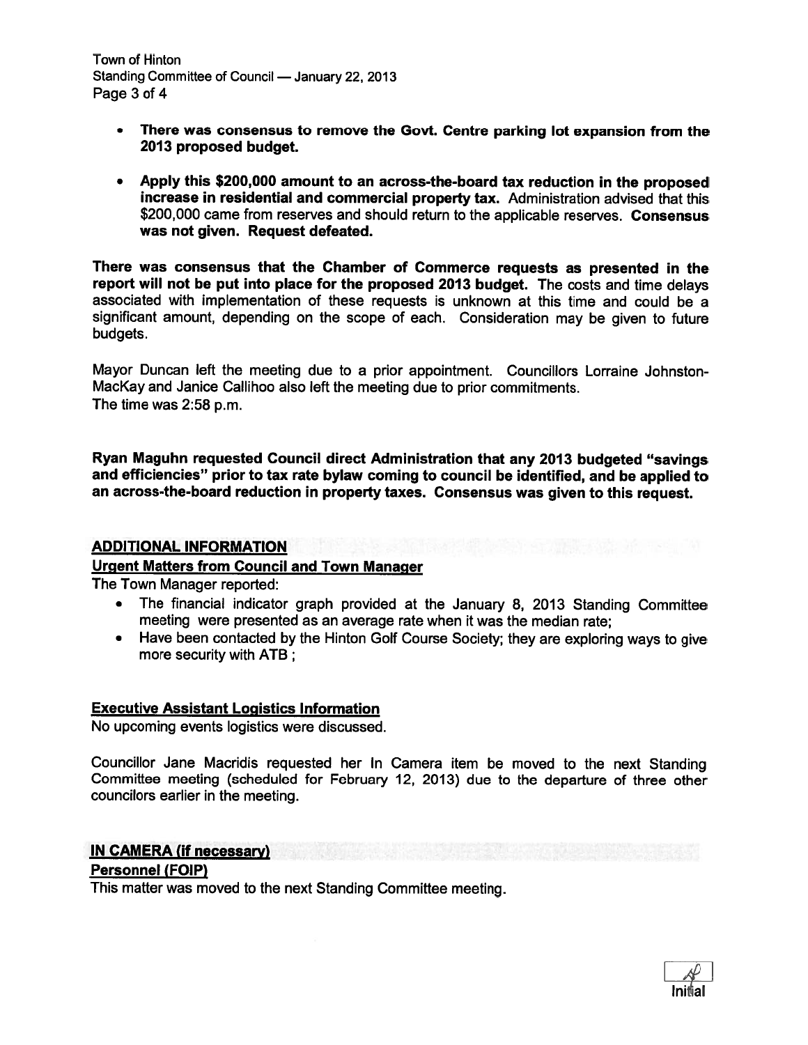- **There was consensus to remove the Govt. Centre parking lot expansion from the 2013 proposed budget.**

- **Apply this $200,000 amount to an across-the-board tax reduction in the proposed increase in residential and commercial property tax.** Administration advised that this $200,000 came from reserves and should return to the applicable reserves. **Consensus was not given. Request defeated.**

**There was consensus that the Chamber of Commerce requests as presented in the report will not be put into place for the proposed 2013 budget.** The costs and time delays associated with implementation of these requests is unknown at this time and could be a significant amount, depending on the scope of each. Consideration may be given to future budgets.

Mayor Duncan left the meeting due to a prior appointment. Councillors Lorraine Johnston-MacKay and Janice Callihoo also left the meeting due to prior commitments.
The time was 2:58 p.m.

**Ryan Maguhn requested Council direct Administration that any 2013 budgeted "savings and efficiencies" prior to tax rate bylaw coming to council be identified, and be applied to an across-the-board reduction in property taxes. Consensus was given to this request.**

## ADDITIONAL INFORMATION

### Urgent Matters from Council and Town Manager

The Town Manager reported:

- The financial indicator graph provided at the January 8, 2013 Standing Committee meeting were presented as an average rate when it was the median rate;
- Have been contacted by the Hinton Golf Course Society; they are exploring ways to give more security with ATB ;

### Executive Assistant Logistics Information

No upcoming events logistics were discussed.

Councillor Jane Macridis requested her In Camera item be moved to the next Standing Committee meeting (scheduled for February 12, 2013) due to the departure of three other councilors earlier in the meeting.

## IN CAMERA (if necessary)

### Personnel (FOIP)

This matter was moved to the next Standing Committee meeting.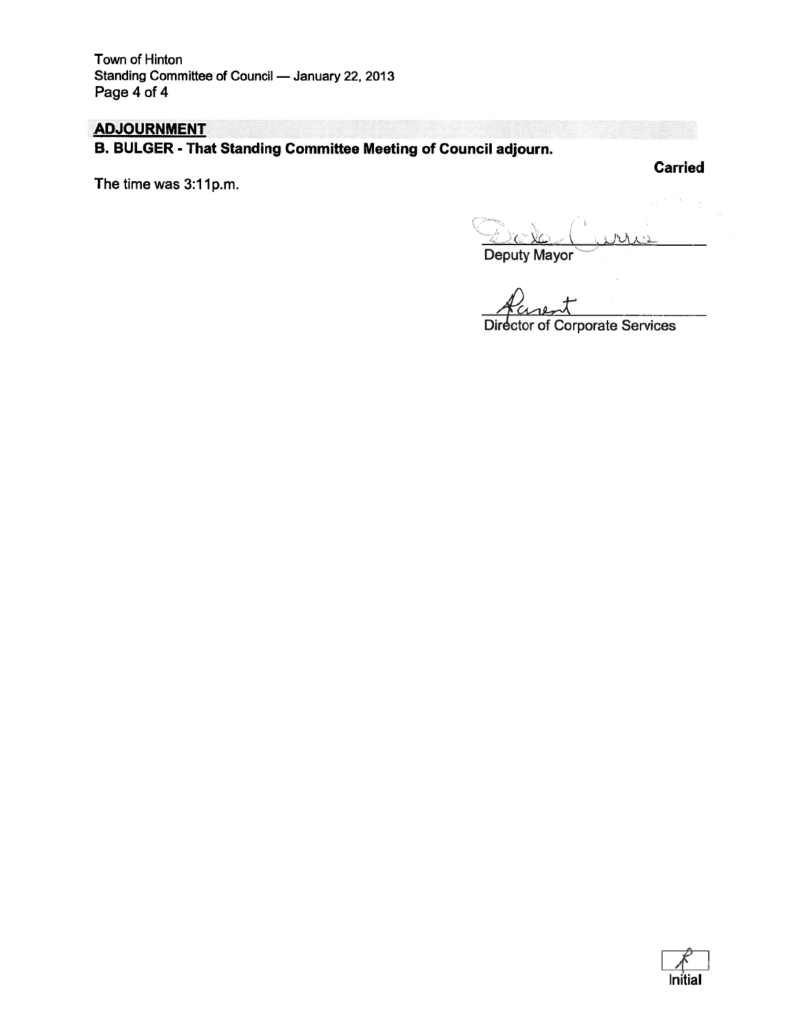## ADJOURNMENT

**B. BULGER - That Standing Committee Meeting of Council adjourn.**

**Carried**

The time was 3:11p.m.

Deputy Mayor

Director of Corporate Services

Initial